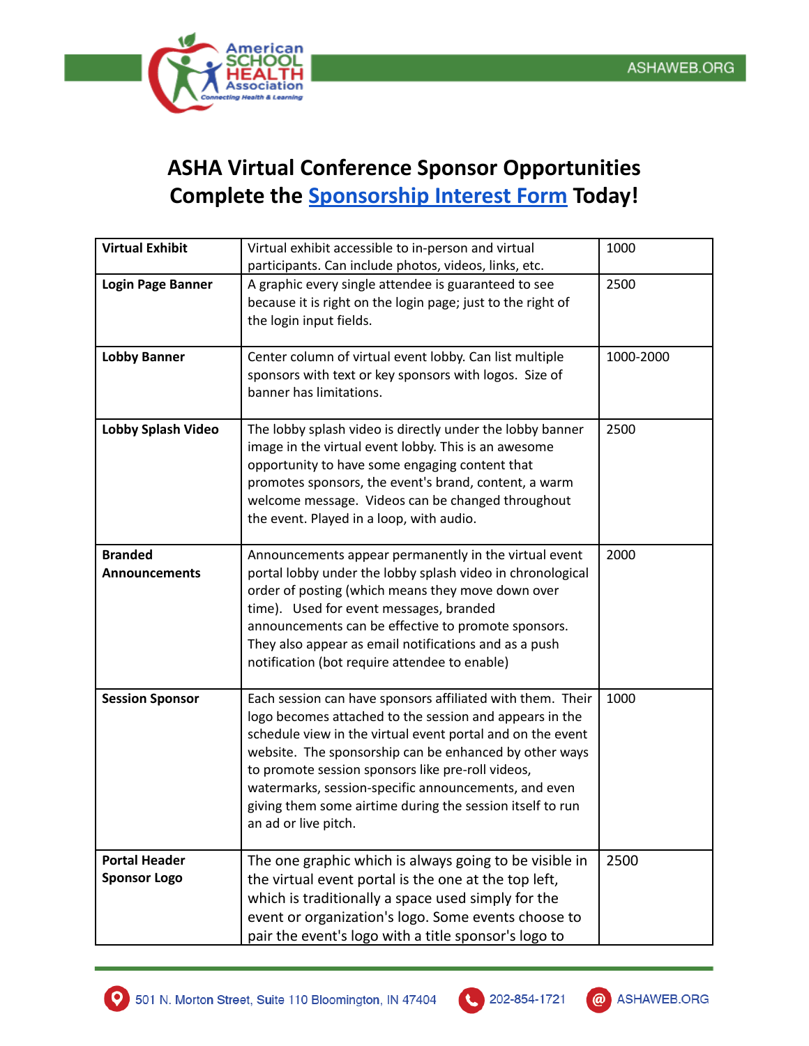# ASHA Virtual Conference Sponsor Opportunities

## Complete the Sponsorship Interest Form Today!

| | | |
|---|---|---|
| **Virtual Exhibit** | Virtual exhibit accessible to in-person and virtual participants. Can include photos, videos, links, etc. | 1000 |
| **Login Page Banner** | A graphic every single attendee is guaranteed to see because it is right on the login page; just to the right of the login input fields. | 2500 |
| **Lobby Banner** | Center column of virtual event lobby. Can list multiple sponsors with text or key sponsors with logos. Size of banner has limitations. | 1000-2000 |
| **Lobby Splash Video** | The lobby splash video is directly under the lobby banner image in the virtual event lobby. This is an awesome opportunity to have some engaging content that promotes sponsors, the event's brand, content, a warm welcome message. Videos can be changed throughout the event. Played in a loop, with audio. | 2500 |
| **Branded Announcements** | Announcements appear permanently in the virtual event portal lobby under the lobby splash video in chronological order of posting (which means they move down over time). Used for event messages, branded announcements can be effective to promote sponsors. They also appear as email notifications and as a push notification (bot require attendee to enable) | 2000 |
| **Session Sponsor** | Each session can have sponsors affiliated with them. Their logo becomes attached to the session and appears in the schedule view in the virtual event portal and on the event website. The sponsorship can be enhanced by other ways to promote session sponsors like pre-roll videos, watermarks, session-specific announcements, and even giving them some airtime during the session itself to run an ad or live pitch. | 1000 |
| **Portal Header Sponsor Logo** | The one graphic which is always going to be visible in the virtual event portal is the one at the top left, which is traditionally a space used simply for the event or organization's logo. Some events choose to pair the event's logo with a title sponsor's logo to | 2500 |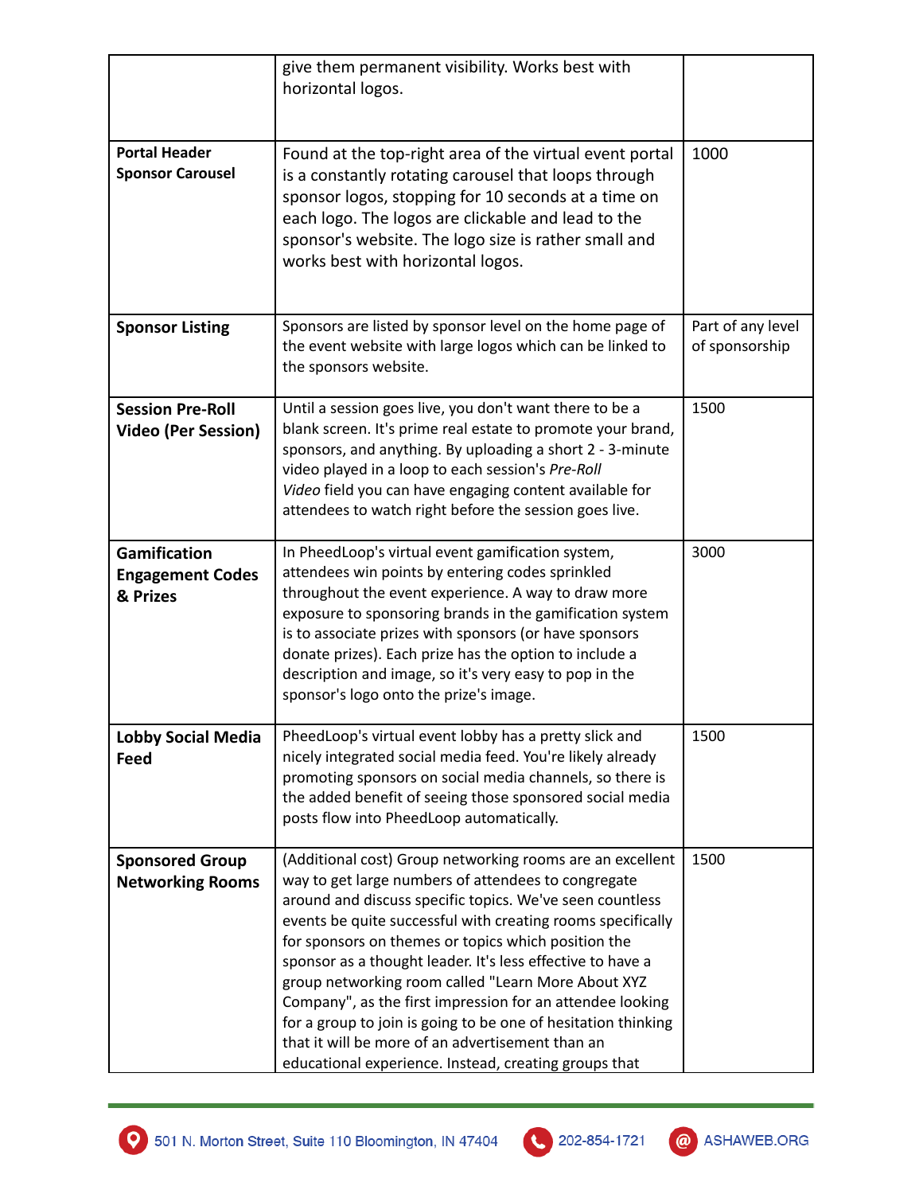| | | |
|---|---|---|
| | give them permanent visibility. Works best with horizontal logos. | |
| **Portal Header Sponsor Carousel** | Found at the top-right area of the virtual event portal is a constantly rotating carousel that loops through sponsor logos, stopping for 10 seconds at a time on each logo. The logos are clickable and lead to the sponsor's website. The logo size is rather small and works best with horizontal logos. | 1000 |
| **Sponsor Listing** | Sponsors are listed by sponsor level on the home page of the event website with large logos which can be linked to the sponsors website. | Part of any level of sponsorship |
| **Session Pre-Roll Video (Per Session)** | Until a session goes live, you don't want there to be a blank screen. It's prime real estate to promote your brand, sponsors, and anything. By uploading a short 2 - 3-minute video played in a loop to each session's *Pre-Roll Video* field you can have engaging content available for attendees to watch right before the session goes live. | 1500 |
| **Gamification Engagement Codes & Prizes** | In PheedLoop's virtual event gamification system, attendees win points by entering codes sprinkled throughout the event experience. A way to draw more exposure to sponsoring brands in the gamification system is to associate prizes with sponsors (or have sponsors donate prizes). Each prize has the option to include a description and image, so it's very easy to pop in the sponsor's logo onto the prize's image. | 3000 |
| **Lobby Social Media Feed** | PheedLoop's virtual event lobby has a pretty slick and nicely integrated social media feed. You're likely already promoting sponsors on social media channels, so there is the added benefit of seeing those sponsored social media posts flow into PheedLoop automatically. | 1500 |
| **Sponsored Group Networking Rooms** | (Additional cost) Group networking rooms are an excellent way to get large numbers of attendees to congregate around and discuss specific topics. We've seen countless events be quite successful with creating rooms specifically for sponsors on themes or topics which position the sponsor as a thought leader. It's less effective to have a group networking room called "Learn More About XYZ Company", as the first impression for an attendee looking for a group to join is going to be one of hesitation thinking that it will be more of an advertisement than an educational experience. Instead, creating groups that | 1500 |

501 N. Morton Street, Suite 110 Bloomington, IN 47404 | 202-854-1721 | ASHAWEB.ORG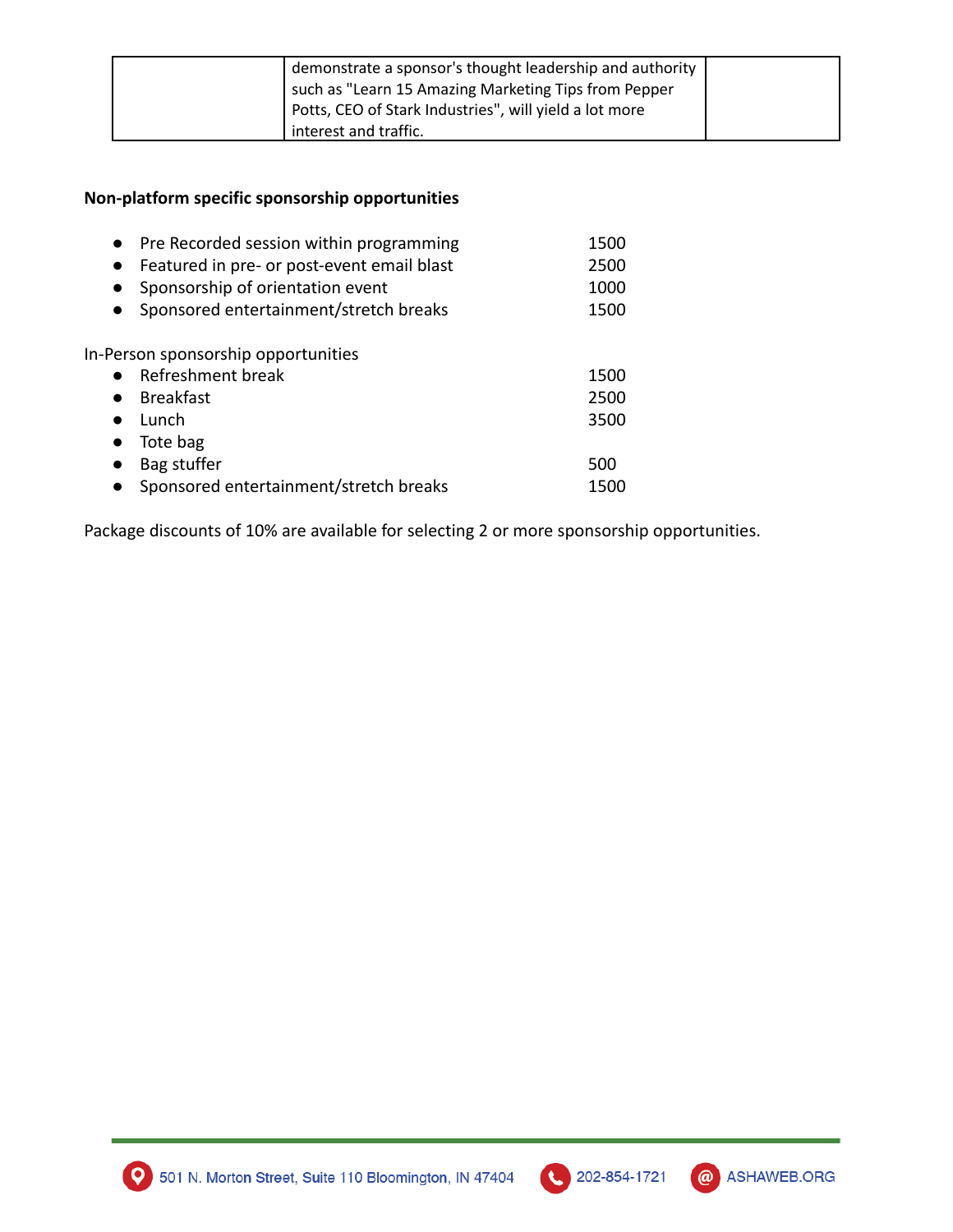| | | |
|---|---|---|
| | demonstrate a sponsor's thought leadership and authority such as "Learn 15 Amazing Marketing Tips from Pepper Potts, CEO of Stark Industries", will yield a lot more interest and traffic. | |

**Non-platform specific sponsorship opportunities**

- Pre Recorded session within programming 1500
- Featured in pre- or post-event email blast 2500
- Sponsorship of orientation event 1000
- Sponsored entertainment/stretch breaks 1500

In-Person sponsorship opportunities

- Refreshment break 1500
- Breakfast 2500
- Lunch 3500
- Tote bag
- Bag stuffer 500
- Sponsored entertainment/stretch breaks 1500

Package discounts of 10% are available for selecting 2 or more sponsorship opportunities.